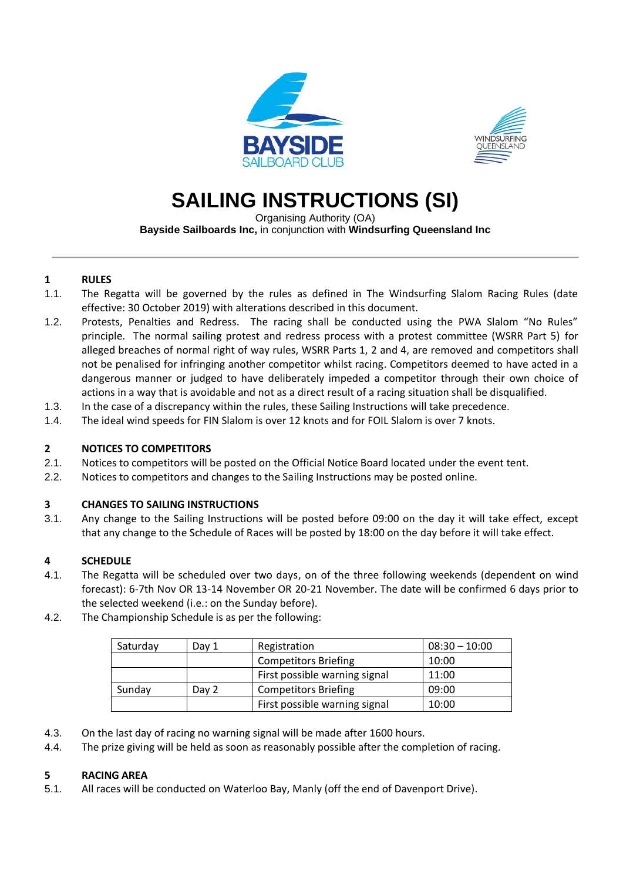# SAILING INSTRUCTIONS (SI)

Organising Authority (OA)

**Bayside Sailboards Inc,** in conjunction with **Windsurfing Queensland Inc**

## 1 RULES

1.1. The Regatta will be governed by the rules as defined in The Windsurfing Slalom Racing Rules (date effective: 30 October 2019) with alterations described in this document.

1.2. Protests, Penalties and Redress. The racing shall be conducted using the PWA Slalom "No Rules" principle. The normal sailing protest and redress process with a protest committee (WSRR Part 5) for alleged breaches of normal right of way rules, WSRR Parts 1, 2 and 4, are removed and competitors shall not be penalised for infringing another competitor whilst racing. Competitors deemed to have acted in a dangerous manner or judged to have deliberately impeded a competitor through their own choice of actions in a way that is avoidable and not as a direct result of a racing situation shall be disqualified.

1.3. In the case of a discrepancy within the rules, these Sailing Instructions will take precedence.

1.4. The ideal wind speeds for FIN Slalom is over 12 knots and for FOIL Slalom is over 7 knots.

## 2 NOTICES TO COMPETITORS

2.1. Notices to competitors will be posted on the Official Notice Board located under the event tent.

2.2. Notices to competitors and changes to the Sailing Instructions may be posted online.

## 3 CHANGES TO SAILING INSTRUCTIONS

3.1. Any change to the Sailing Instructions will be posted before 09:00 on the day it will take effect, except that any change to the Schedule of Races will be posted by 18:00 on the day before it will take effect.

## 4 SCHEDULE

4.1. The Regatta will be scheduled over two days, on of the three following weekends (dependent on wind forecast): 6-7th Nov OR 13-14 November OR 20-21 November. The date will be confirmed 6 days prior to the selected weekend (i.e.: on the Sunday before).

4.2. The Championship Schedule is as per the following:

| Saturday | Day 1 | Registration | 08:30 – 10:00 |
|---|---|---|---|
| | | Competitors Briefing | 10:00 |
| | | First possible warning signal | 11:00 |
| Sunday | Day 2 | Competitors Briefing | 09:00 |
| | | First possible warning signal | 10:00 |

4.3. On the last day of racing no warning signal will be made after 1600 hours.

4.4. The prize giving will be held as soon as reasonably possible after the completion of racing.

## 5 RACING AREA

5.1. All races will be conducted on Waterloo Bay, Manly (off the end of Davenport Drive).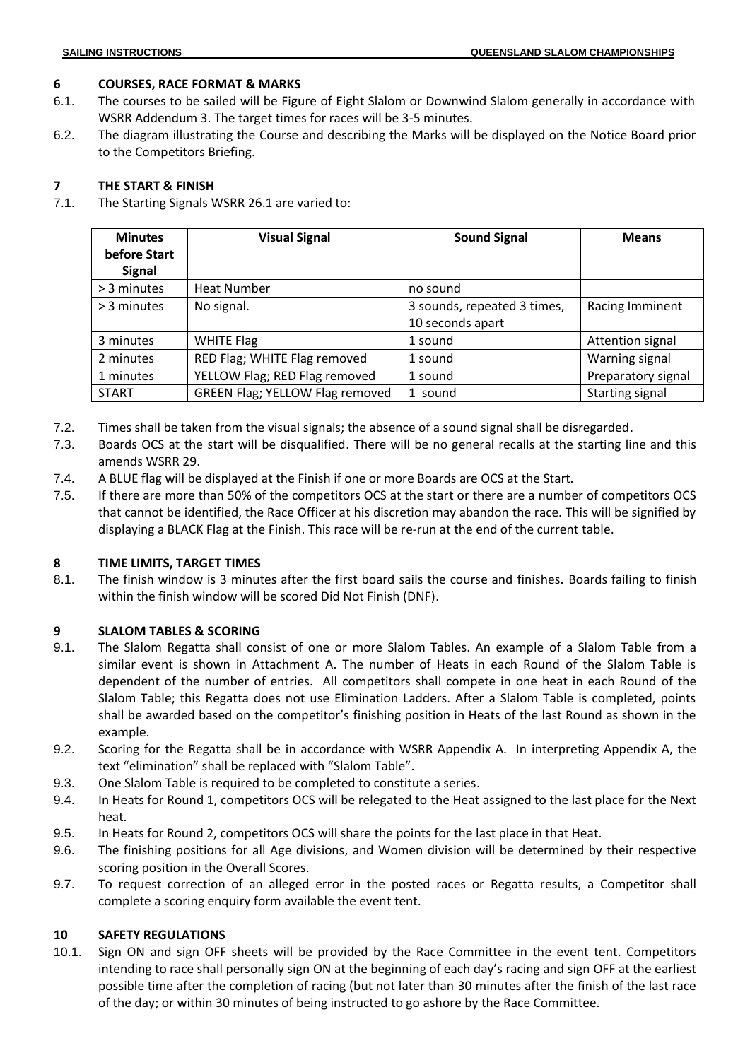## 6 COURSES, RACE FORMAT & MARKS

6.1. The courses to be sailed will be Figure of Eight Slalom or Downwind Slalom generally in accordance with WSRR Addendum 3. The target times for races will be 3-5 minutes.

6.2. The diagram illustrating the Course and describing the Marks will be displayed on the Notice Board prior to the Competitors Briefing.

## 7 THE START & FINISH

7.1. The Starting Signals WSRR 26.1 are varied to:

| Minutes before Start Signal | Visual Signal | Sound Signal | Means |
|---|---|---|---|
| > 3 minutes | Heat Number | no sound | |
| > 3 minutes | No signal. | 3 sounds, repeated 3 times, 10 seconds apart | Racing Imminent |
| 3 minutes | WHITE Flag | 1 sound | Attention signal |
| 2 minutes | RED Flag; WHITE Flag removed | 1 sound | Warning signal |
| 1 minutes | YELLOW Flag; RED Flag removed | 1 sound | Preparatory signal |
| START | GREEN Flag; YELLOW Flag removed | 1 sound | Starting signal |

7.2. Times shall be taken from the visual signals; the absence of a sound signal shall be disregarded.

7.3. Boards OCS at the start will be disqualified. There will be no general recalls at the starting line and this amends WSRR 29.

7.4. A BLUE flag will be displayed at the Finish if one or more Boards are OCS at the Start.

7.5. If there are more than 50% of the competitors OCS at the start or there are a number of competitors OCS that cannot be identified, the Race Officer at his discretion may abandon the race. This will be signified by displaying a BLACK Flag at the Finish. This race will be re-run at the end of the current table.

## 8 TIME LIMITS, TARGET TIMES

8.1. The finish window is 3 minutes after the first board sails the course and finishes. Boards failing to finish within the finish window will be scored Did Not Finish (DNF).

## 9 SLALOM TABLES & SCORING

9.1. The Slalom Regatta shall consist of one or more Slalom Tables. An example of a Slalom Table from a similar event is shown in Attachment A. The number of Heats in each Round of the Slalom Table is dependent of the number of entries. All competitors shall compete in one heat in each Round of the Slalom Table; this Regatta does not use Elimination Ladders. After a Slalom Table is completed, points shall be awarded based on the competitor's finishing position in Heats of the last Round as shown in the example.

9.2. Scoring for the Regatta shall be in accordance with WSRR Appendix A. In interpreting Appendix A, the text "elimination" shall be replaced with "Slalom Table".

9.3. One Slalom Table is required to be completed to constitute a series.

9.4. In Heats for Round 1, competitors OCS will be relegated to the Heat assigned to the last place for the Next heat.

9.5. In Heats for Round 2, competitors OCS will share the points for the last place in that Heat.

9.6. The finishing positions for all Age divisions, and Women division will be determined by their respective scoring position in the Overall Scores.

9.7. To request correction of an alleged error in the posted races or Regatta results, a Competitor shall complete a scoring enquiry form available the event tent.

## 10 SAFETY REGULATIONS

10.1. Sign ON and sign OFF sheets will be provided by the Race Committee in the event tent. Competitors intending to race shall personally sign ON at the beginning of each day's racing and sign OFF at the earliest possible time after the completion of racing (but not later than 30 minutes after the finish of the last race of the day; or within 30 minutes of being instructed to go ashore by the Race Committee.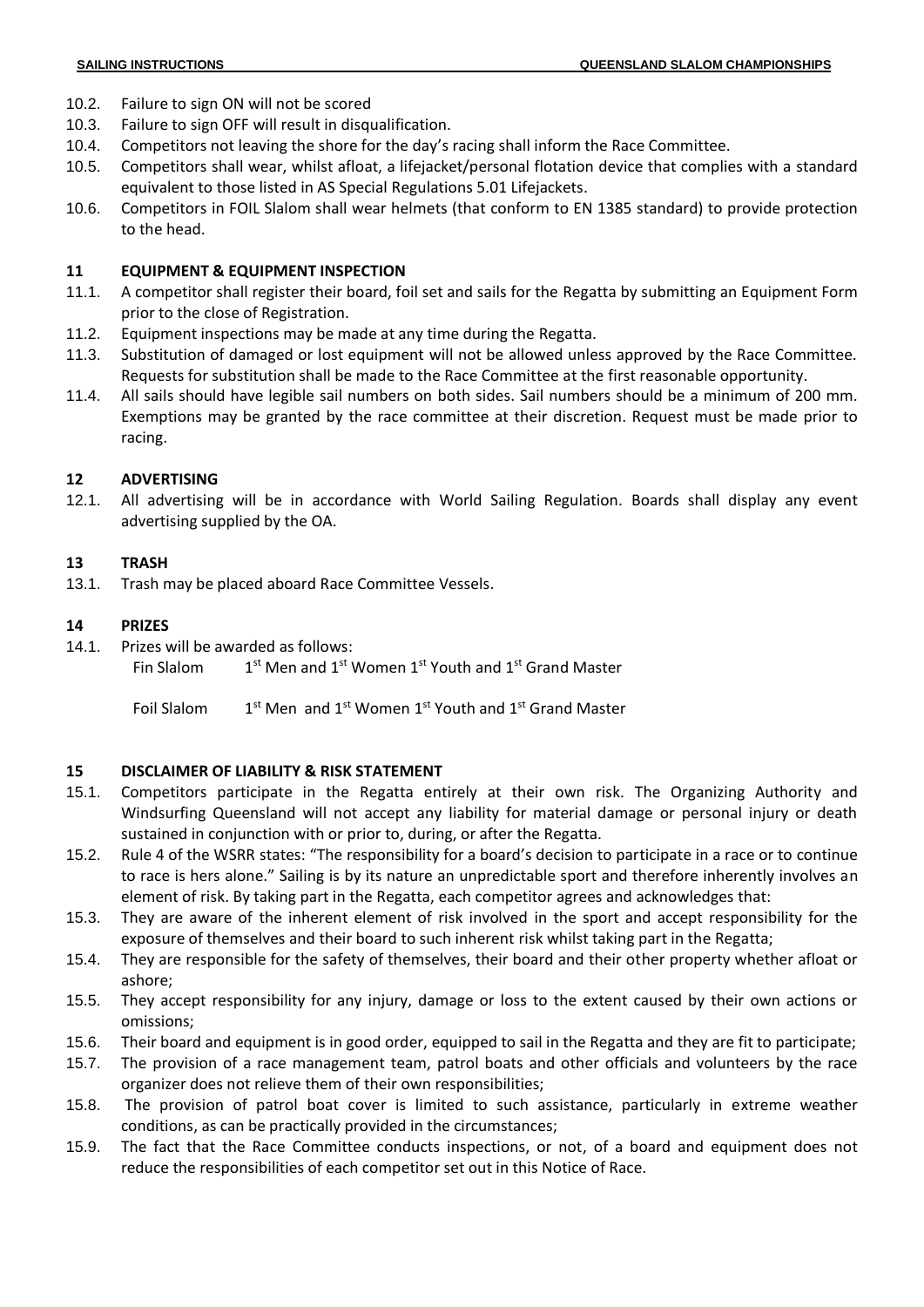10.2. Failure to sign ON will not be scored

10.3. Failure to sign OFF will result in disqualification.

10.4. Competitors not leaving the shore for the day's racing shall inform the Race Committee.

10.5. Competitors shall wear, whilst afloat, a lifejacket/personal flotation device that complies with a standard equivalent to those listed in AS Special Regulations 5.01 Lifejackets.

10.6. Competitors in FOIL Slalom shall wear helmets (that conform to EN 1385 standard) to provide protection to the head.

## 11 EQUIPMENT & EQUIPMENT INSPECTION

11.1. A competitor shall register their board, foil set and sails for the Regatta by submitting an Equipment Form prior to the close of Registration.

11.2. Equipment inspections may be made at any time during the Regatta.

11.3. Substitution of damaged or lost equipment will not be allowed unless approved by the Race Committee. Requests for substitution shall be made to the Race Committee at the first reasonable opportunity.

11.4. All sails should have legible sail numbers on both sides. Sail numbers should be a minimum of 200 mm. Exemptions may be granted by the race committee at their discretion. Request must be made prior to racing.

## 12 ADVERTISING

12.1. All advertising will be in accordance with World Sailing Regulation. Boards shall display any event advertising supplied by the OA.

## 13 TRASH

13.1. Trash may be placed aboard Race Committee Vessels.

## 14 PRIZES

14.1. Prizes will be awarded as follows:

Fin Slalom 1st Men and 1st Women 1st Youth and 1st Grand Master

Foil Slalom 1st Men and 1st Women 1st Youth and 1st Grand Master

## 15 DISCLAIMER OF LIABILITY & RISK STATEMENT

15.1. Competitors participate in the Regatta entirely at their own risk. The Organizing Authority and Windsurfing Queensland will not accept any liability for material damage or personal injury or death sustained in conjunction with or prior to, during, or after the Regatta.

15.2. Rule 4 of the WSRR states: "The responsibility for a board's decision to participate in a race or to continue to race is hers alone." Sailing is by its nature an unpredictable sport and therefore inherently involves an element of risk. By taking part in the Regatta, each competitor agrees and acknowledges that:

15.3. They are aware of the inherent element of risk involved in the sport and accept responsibility for the exposure of themselves and their board to such inherent risk whilst taking part in the Regatta;

15.4. They are responsible for the safety of themselves, their board and their other property whether afloat or ashore;

15.5. They accept responsibility for any injury, damage or loss to the extent caused by their own actions or omissions;

15.6. Their board and equipment is in good order, equipped to sail in the Regatta and they are fit to participate;

15.7. The provision of a race management team, patrol boats and other officials and volunteers by the race organizer does not relieve them of their own responsibilities;

15.8. The provision of patrol boat cover is limited to such assistance, particularly in extreme weather conditions, as can be practically provided in the circumstances;

15.9. The fact that the Race Committee conducts inspections, or not, of a board and equipment does not reduce the responsibilities of each competitor set out in this Notice of Race.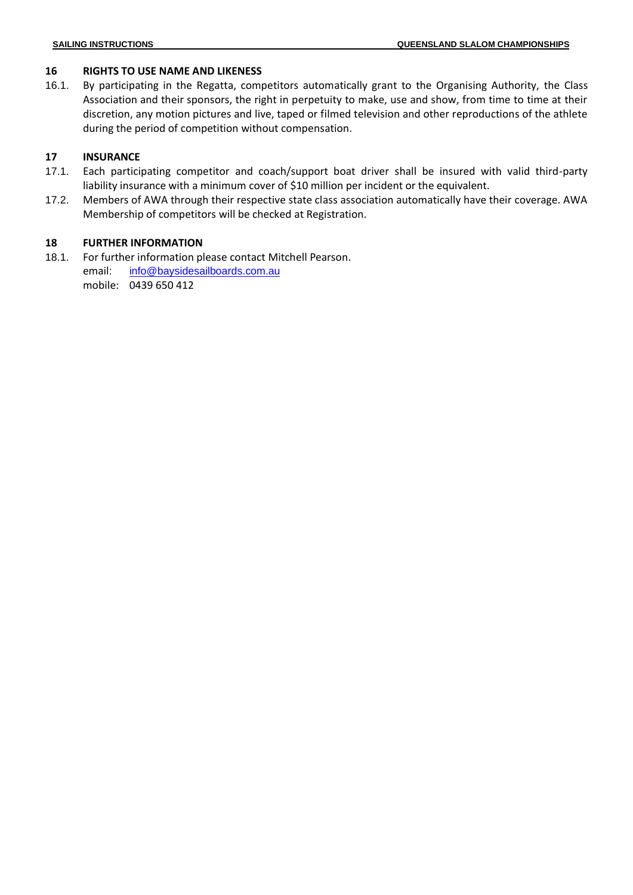## 16 RIGHTS TO USE NAME AND LIKENESS

16.1. By participating in the Regatta, competitors automatically grant to the Organising Authority, the Class Association and their sponsors, the right in perpetuity to make, use and show, from time to time at their discretion, any motion pictures and live, taped or filmed television and other reproductions of the athlete during the period of competition without compensation.

## 17 INSURANCE

17.1. Each participating competitor and coach/support boat driver shall be insured with valid third-party liability insurance with a minimum cover of $10 million per incident or the equivalent.

17.2. Members of AWA through their respective state class association automatically have their coverage. AWA Membership of competitors will be checked at Registration.

## 18 FURTHER INFORMATION

18.1. For further information please contact Mitchell Pearson.
email: info@baysidesailboards.com.au
mobile: 0439 650 412